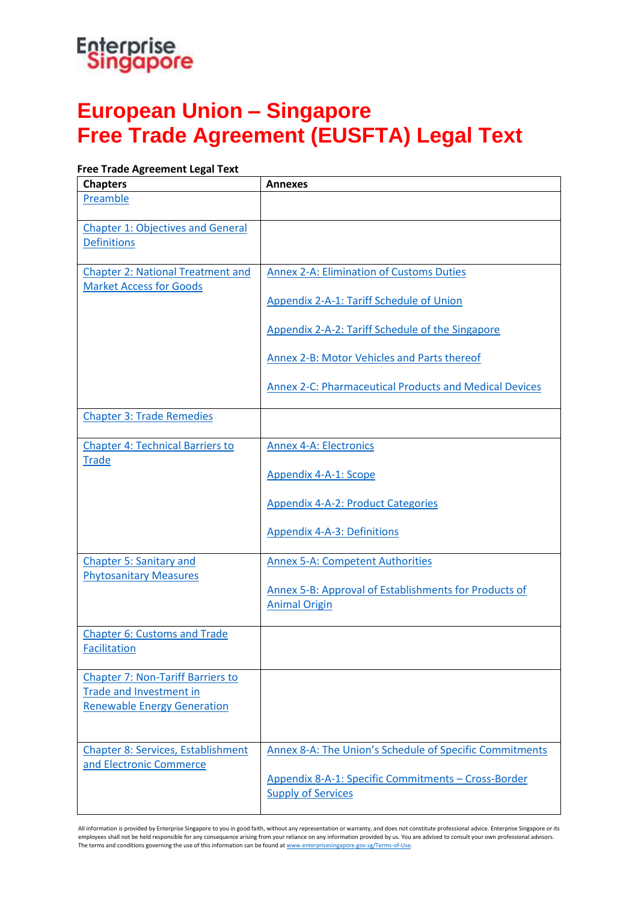Enterprise Singapore

# European Union – Singapore Free Trade Agreement (EUSFTA) Legal Text

**Free Trade Agreement Legal Text**

| Chapters | Annexes |
|---|---|
| Preamble | |
| Chapter 1: Objectives and General Definitions | |
| Chapter 2: National Treatment and Market Access for Goods | Annex 2-A: Elimination of Customs Duties<br><br>Appendix 2-A-1: Tariff Schedule of Union<br><br>Appendix 2-A-2: Tariff Schedule of the Singapore<br><br>Annex 2-B: Motor Vehicles and Parts thereof<br><br>Annex 2-C: Pharmaceutical Products and Medical Devices |
| Chapter 3: Trade Remedies | |
| Chapter 4: Technical Barriers to Trade | Annex 4-A: Electronics<br><br>Appendix 4-A-1: Scope<br><br>Appendix 4-A-2: Product Categories<br><br>Appendix 4-A-3: Definitions |
| Chapter 5: Sanitary and Phytosanitary Measures | Annex 5-A: Competent Authorities<br><br>Annex 5-B: Approval of Establishments for Products of Animal Origin |
| Chapter 6: Customs and Trade Facilitation | |
| Chapter 7: Non-Tariff Barriers to Trade and Investment in Renewable Energy Generation | |
| Chapter 8: Services, Establishment and Electronic Commerce | Annex 8-A: The Union's Schedule of Specific Commitments<br><br>Appendix 8-A-1: Specific Commitments – Cross-Border Supply of Services |

All information is provided by Enterprise Singapore to you in good faith, without any representation or warranty, and does not constitute professional advice. Enterprise Singapore or its employees shall not be held responsible for any consequence arising from your reliance on any information provided by us. You are advised to consult your own professional advisors. The terms and conditions governing the use of this information can be found at www.enterprisesingapore.gov.sg/Terms-of-Use.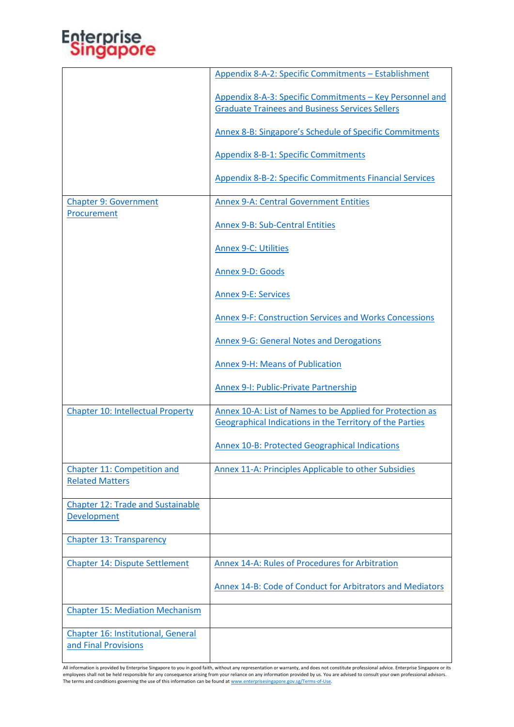| | |
|---|---|
| | Appendix 8-A-2: Specific Commitments – Establishment<br><br>Appendix 8-A-3: Specific Commitments – Key Personnel and Graduate Trainees and Business Services Sellers<br><br>Annex 8-B: Singapore's Schedule of Specific Commitments<br><br>Appendix 8-B-1: Specific Commitments<br><br>Appendix 8-B-2: Specific Commitments Financial Services |
| Chapter 9: Government Procurement | Annex 9-A: Central Government Entities<br><br>Annex 9-B: Sub-Central Entities<br><br>Annex 9-C: Utilities<br><br>Annex 9-D: Goods<br><br>Annex 9-E: Services<br><br>Annex 9-F: Construction Services and Works Concessions<br><br>Annex 9-G: General Notes and Derogations<br><br>Annex 9-H: Means of Publication<br><br>Annex 9-I: Public-Private Partnership |
| Chapter 10: Intellectual Property | Annex 10-A: List of Names to be Applied for Protection as Geographical Indications in the Territory of the Parties<br><br>Annex 10-B: Protected Geographical Indications |
| Chapter 11: Competition and Related Matters | Annex 11-A: Principles Applicable to other Subsidies |
| Chapter 12: Trade and Sustainable Development | |
| Chapter 13: Transparency | |
| Chapter 14: Dispute Settlement | Annex 14-A: Rules of Procedures for Arbitration<br><br>Annex 14-B: Code of Conduct for Arbitrators and Mediators |
| Chapter 15: Mediation Mechanism | |
| Chapter 16: Institutional, General and Final Provisions | |

All information is provided by Enterprise Singapore to you in good faith, without any representation or warranty, and does not constitute professional advice. Enterprise Singapore or its employees shall not be held responsible for any consequence arising from your reliance on any information provided by us. You are advised to consult your own professional advisors. The terms and conditions governing the use of this information can be found at www.enterprisesingapore.gov.sg/Terms-of-Use.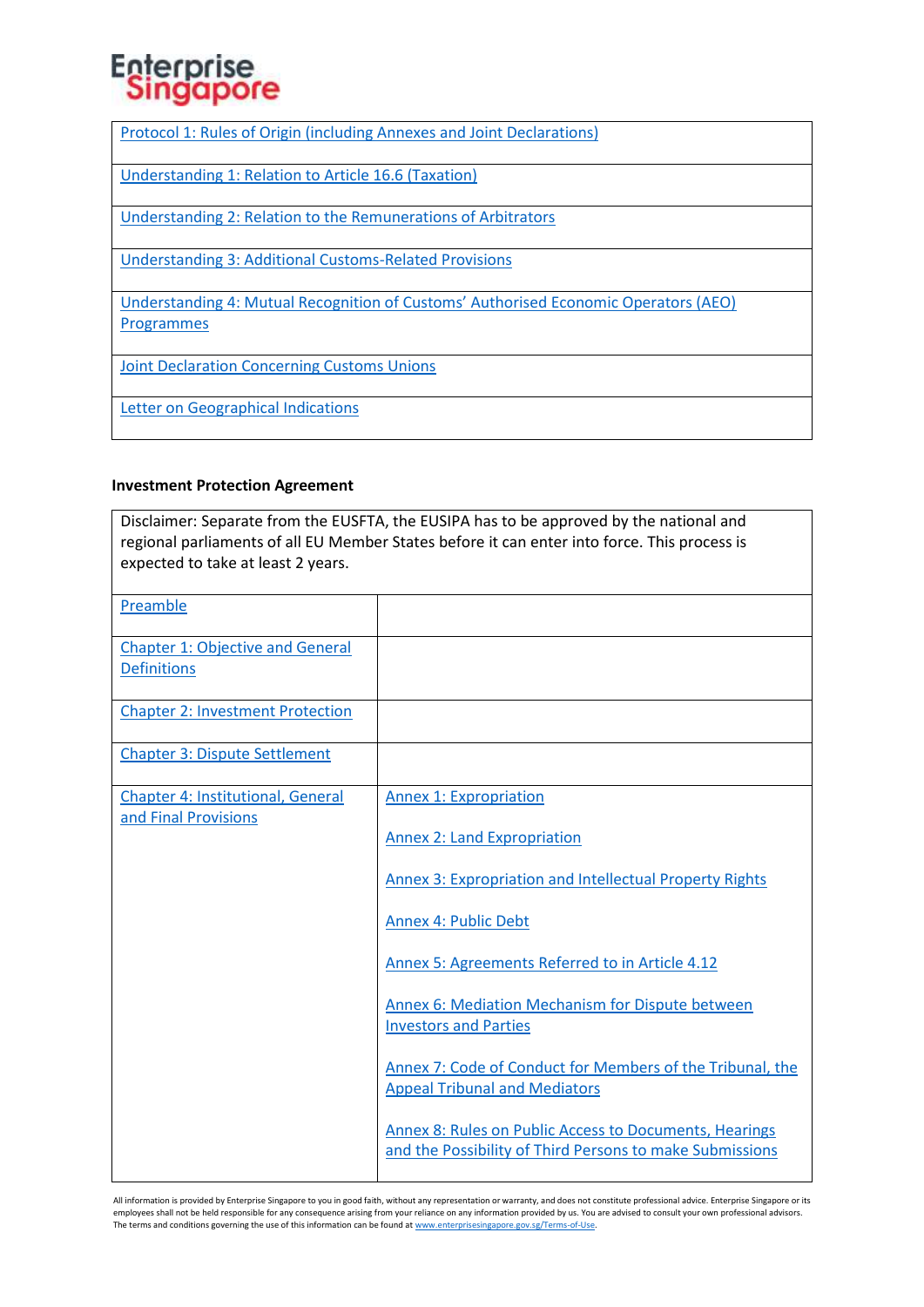| Protocol 1: Rules of Origin (including Annexes and Joint Declarations) |
|---|
| Understanding 1: Relation to Article 16.6 (Taxation) |
| Understanding 2: Relation to the Remunerations of Arbitrators |
| Understanding 3: Additional Customs-Related Provisions |
| Understanding 4: Mutual Recognition of Customs' Authorised Economic Operators (AEO) Programmes |
| Joint Declaration Concerning Customs Unions |
| Letter on Geographical Indications |

**Investment Protection Agreement**

| Disclaimer: Separate from the EUSFTA, the EUSIPA has to be approved by the national and regional parliaments of all EU Member States before it can enter into force. This process is expected to take at least 2 years. | |
|---|---|
| Preamble | |
| Chapter 1: Objective and General Definitions | |
| Chapter 2: Investment Protection | |
| Chapter 3: Dispute Settlement | |
| Chapter 4: Institutional, General and Final Provisions | Annex 1: Expropriation<br><br>Annex 2: Land Expropriation<br><br>Annex 3: Expropriation and Intellectual Property Rights<br><br>Annex 4: Public Debt<br><br>Annex 5: Agreements Referred to in Article 4.12<br><br>Annex 6: Mediation Mechanism for Dispute between Investors and Parties<br><br>Annex 7: Code of Conduct for Members of the Tribunal, the Appeal Tribunal and Mediators<br><br>Annex 8: Rules on Public Access to Documents, Hearings and the Possibility of Third Persons to make Submissions |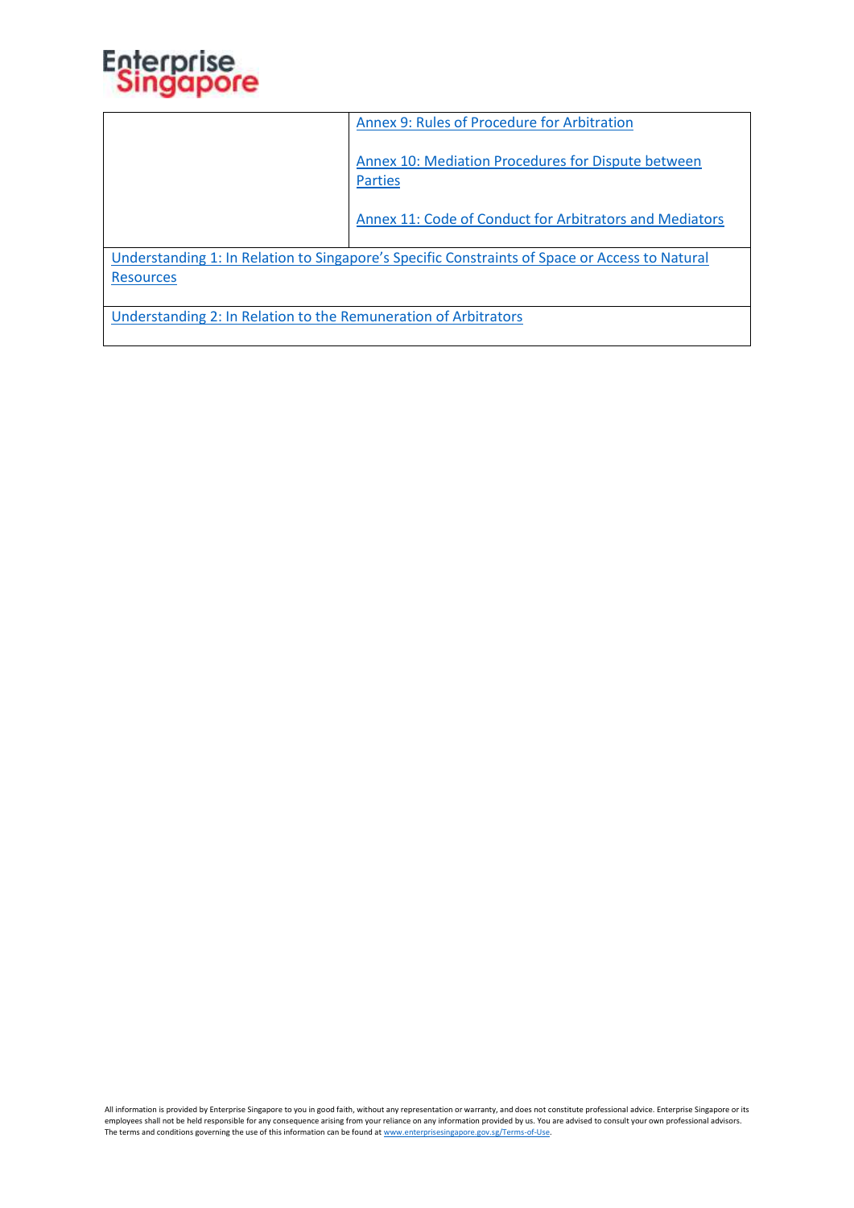| | |
|---|---|
| | Annex 9: Rules of Procedure for Arbitration<br><br>Annex 10: Mediation Procedures for Dispute between Parties<br><br>Annex 11: Code of Conduct for Arbitrators and Mediators |
| Understanding 1: In Relation to Singapore's Specific Constraints of Space or Access to Natural Resources | |
| Understanding 2: In Relation to the Remuneration of Arbitrators | |

All information is provided by Enterprise Singapore to you in good faith, without any representation or warranty, and does not constitute professional advice. Enterprise Singapore or its employees shall not be held responsible for any consequence arising from your reliance on any information provided by us. You are advised to consult your own professional advisors. The terms and conditions governing the use of this information can be found at www.enterprisesingapore.gov.sg/Terms-of-Use.